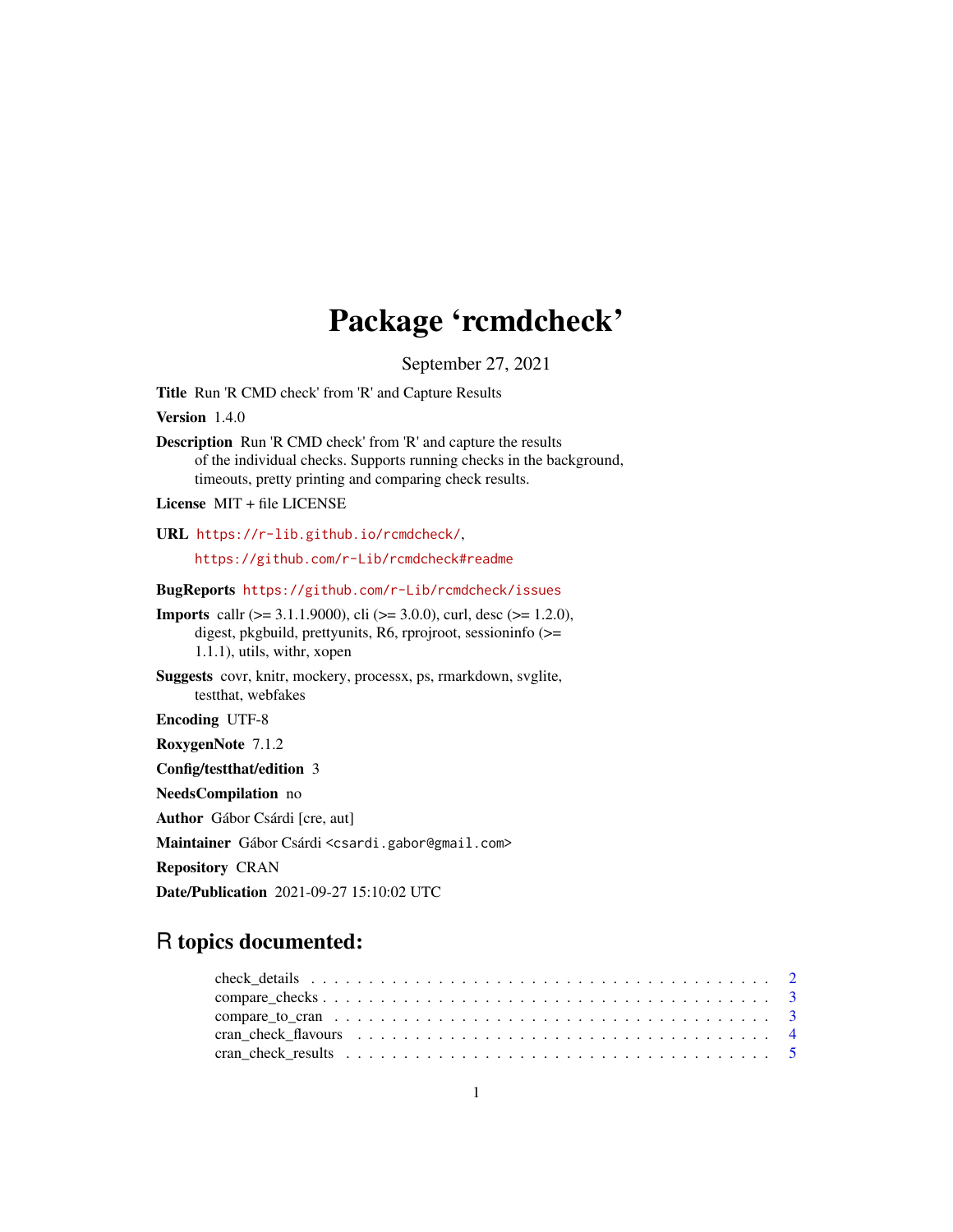# Package 'rcmdcheck'

September 27, 2021

**Title** Run 'R CMD check' from 'R' and Capture Results

**Version** 1.4.0

**Description** Run 'R CMD check' from 'R' and capture the results of the individual checks. Supports running checks in the background, timeouts, pretty printing and comparing check results.

**License** MIT + file LICENSE

**URL** https://r-lib.github.io/rcmdcheck/, https://github.com/r-Lib/rcmdcheck#readme

**BugReports** https://github.com/r-Lib/rcmdcheck/issues

**Imports** callr (>= 3.1.1.9000), cli (>= 3.0.0), curl, desc (>= 1.2.0), digest, pkgbuild, prettyunits, R6, rprojroot, sessioninfo (>= 1.1.1), utils, withr, xopen

**Suggests** covr, knitr, mockery, processx, ps, rmarkdown, svglite, testthat, webfakes

**Encoding** UTF-8

**RoxygenNote** 7.1.2

**Config/testthat/edition** 3

**NeedsCompilation** no

**Author** Gábor Csárdi [cre, aut]

**Maintainer** Gábor Csárdi <csardi.gabor@gmail.com>

**Repository** CRAN

**Date/Publication** 2021-09-27 15:10:02 UTC

## R topics documented:

- check_details . . . . . . . . . . . . . . . . . . . . . . . . . . . . . . . . . . . . . 2
- compare_checks . . . . . . . . . . . . . . . . . . . . . . . . . . . . . . . . . . . . 3
- compare_to_cran . . . . . . . . . . . . . . . . . . . . . . . . . . . . . . . . . . . . 3
- cran_check_flavours . . . . . . . . . . . . . . . . . . . . . . . . . . . . . . . . . . 4
- cran_check_results . . . . . . . . . . . . . . . . . . . . . . . . . . . . . . . . . . . 5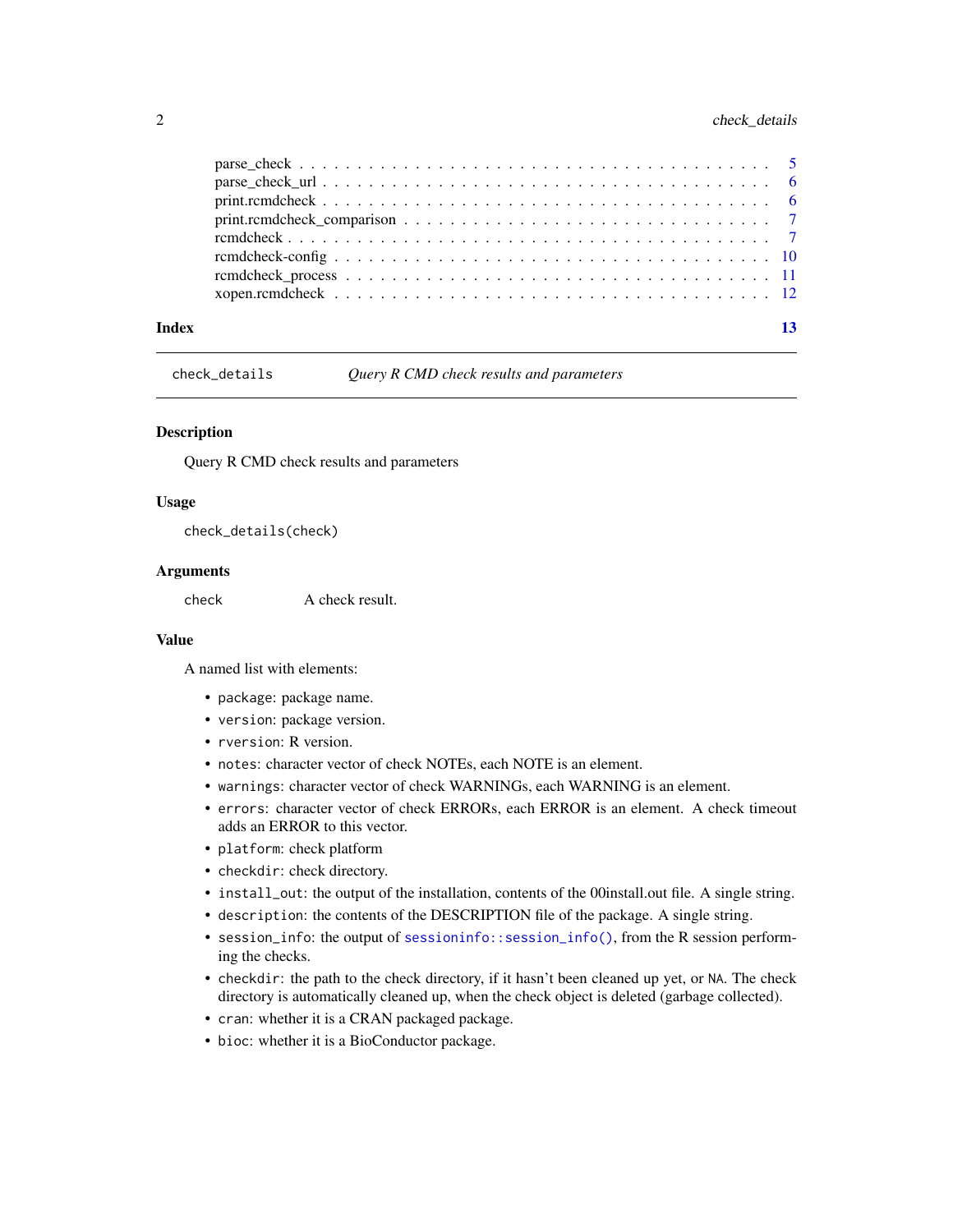parse_check . . . . . . . . . . . . . . . . . . . . . . . . . . . . . . . . . . . . . . . . 5
parse_check_url . . . . . . . . . . . . . . . . . . . . . . . . . . . . . . . . . . . . . . 6
print.rcmdcheck . . . . . . . . . . . . . . . . . . . . . . . . . . . . . . . . . . . . . . 6
print.rcmdcheck_comparison . . . . . . . . . . . . . . . . . . . . . . . . . . . . . . . 7
rcmdcheck . . . . . . . . . . . . . . . . . . . . . . . . . . . . . . . . . . . . . . . . . 7
rcmdcheck-config . . . . . . . . . . . . . . . . . . . . . . . . . . . . . . . . . . . . . 10
rcmdcheck_process . . . . . . . . . . . . . . . . . . . . . . . . . . . . . . . . . . . . 11
xopen.rcmdcheck . . . . . . . . . . . . . . . . . . . . . . . . . . . . . . . . . . . . . 12

**Index** **13**

---

## check_details *Query R CMD check results and parameters*

### Description

Query R CMD check results and parameters

### Usage

```
check_details(check)
```

### Arguments

| | |
|---|---|
| `check` | A check result. |

### Value

A named list with elements:

- `package`: package name.
- `version`: package version.
- `rversion`: R version.
- `notes`: character vector of check NOTEs, each NOTE is an element.
- `warnings`: character vector of check WARNINGs, each WARNING is an element.
- `errors`: character vector of check ERRORs, each ERROR is an element. A check timeout adds an ERROR to this vector.
- `platform`: check platform
- `checkdir`: check directory.
- `install_out`: the output of the installation, contents of the 00install.out file. A single string.
- `description`: the contents of the DESCRIPTION file of the package. A single string.
- `session_info`: the output of `sessioninfo::session_info()`, from the R session performing the checks.
- `checkdir`: the path to the check directory, if it hasn't been cleaned up yet, or `NA`. The check directory is automatically cleaned up, when the check object is deleted (garbage collected).
- `cran`: whether it is a CRAN packaged package.
- `bioc`: whether it is a BioConductor package.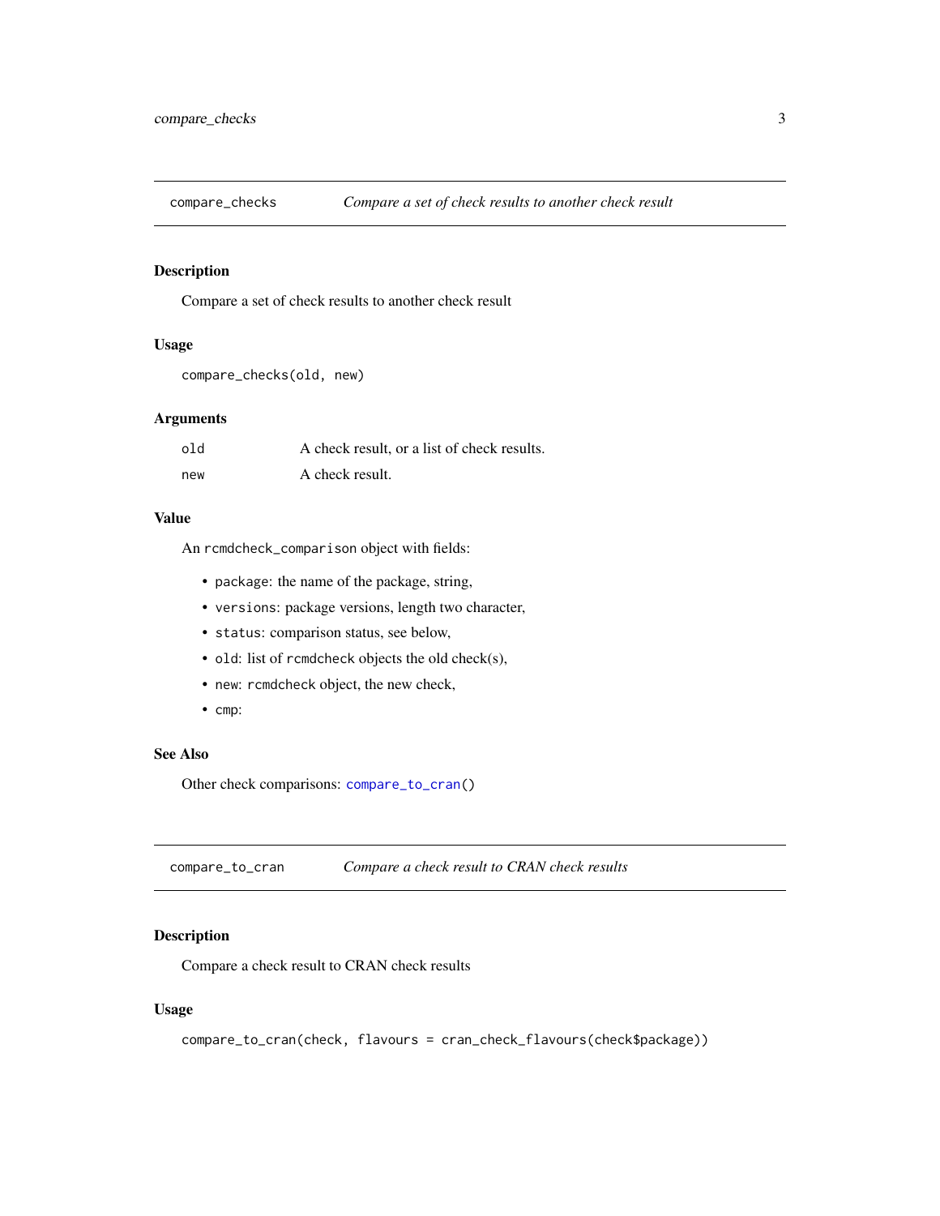## compare_checks — *Compare a set of check results to another check result*

### Description

Compare a set of check results to another check result

### Usage

```
compare_checks(old, new)
```

### Arguments

| | |
|---|---|
| `old` | A check result, or a list of check results. |
| `new` | A check result. |

### Value

An `rcmdcheck_comparison` object with fields:

- `package`: the name of the package, string,
- `versions`: package versions, length two character,
- `status`: comparison status, see below,
- `old`: list of `rcmdcheck` objects the old check(s),
- `new`: `rcmdcheck` object, the new check,
- `cmp`:

### See Also

Other check comparisons: `compare_to_cran()`

## compare_to_cran — *Compare a check result to CRAN check results*

### Description

Compare a check result to CRAN check results

### Usage

```
compare_to_cran(check, flavours = cran_check_flavours(check$package))
```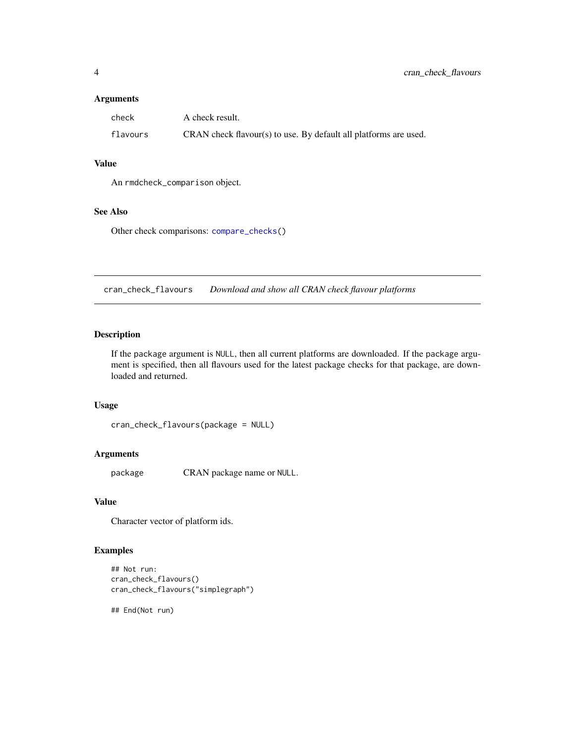### Arguments

| | |
|---|---|
| `check` | A check result. |
| `flavours` | CRAN check flavour(s) to use. By default all platforms are used. |

### Value

An `rmdcheck_comparison` object.

### See Also

Other check comparisons: `compare_checks()`

---

## `cran_check_flavours` *Download and show all CRAN check flavour platforms*

---

### Description

If the `package` argument is `NULL`, then all current platforms are downloaded. If the `package` argument is specified, then all flavours used for the latest package checks for that package, are downloaded and returned.

### Usage

```
cran_check_flavours(package = NULL)
```

### Arguments

| | |
|---|---|
| `package` | CRAN package name or `NULL`. |

### Value

Character vector of platform ids.

### Examples

```
## Not run:
cran_check_flavours()
cran_check_flavours("simplegraph")

## End(Not run)
```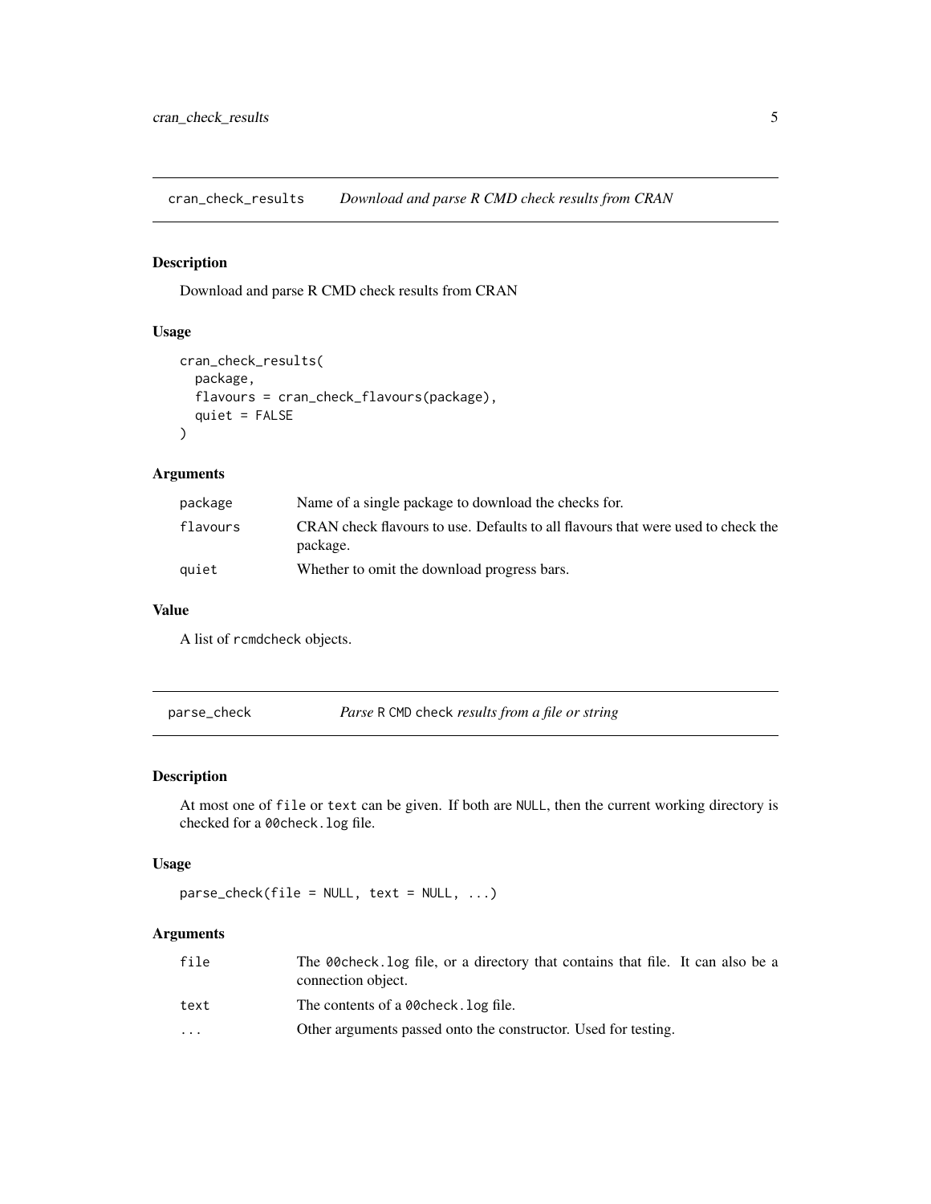## cran_check_results — *Download and parse R CMD check results from CRAN*

### Description

Download and parse R CMD check results from CRAN

### Usage

```
cran_check_results(
  package,
  flavours = cran_check_flavours(package),
  quiet = FALSE
)
```

### Arguments

| | |
|---|---|
| `package` | Name of a single package to download the checks for. |
| `flavours` | CRAN check flavours to use. Defaults to all flavours that were used to check the package. |
| `quiet` | Whether to omit the download progress bars. |

### Value

A list of `rcmdcheck` objects.

## parse_check — *Parse `R CMD check` results from a file or string*

### Description

At most one of `file` or `text` can be given. If both are `NULL`, then the current working directory is checked for a `00check.log` file.

### Usage

```
parse_check(file = NULL, text = NULL, ...)
```

### Arguments

| | |
|---|---|
| `file` | The `00check.log` file, or a directory that contains that file. It can also be a connection object. |
| `text` | The contents of a `00check.log` file. |
| `...` | Other arguments passed onto the constructor. Used for testing. |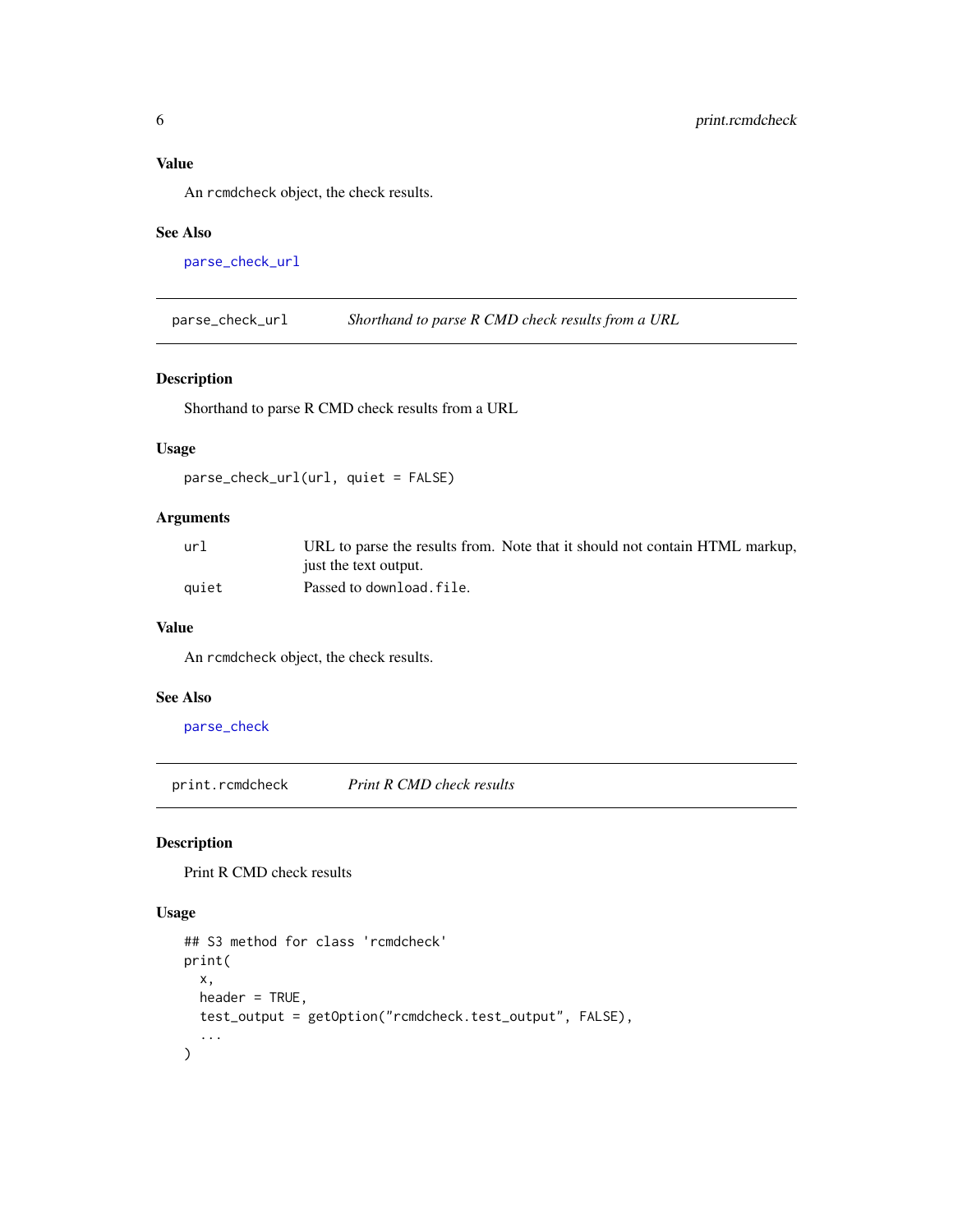### Value

An `rcmdcheck` object, the check results.

### See Also

`parse_check_url`

---

## parse_check_url — *Shorthand to parse R CMD check results from a URL*

---

### Description

Shorthand to parse R CMD check results from a URL

### Usage

```
parse_check_url(url, quiet = FALSE)
```

### Arguments

| | |
|---|---|
| `url` | URL to parse the results from. Note that it should not contain HTML markup, just the text output. |
| `quiet` | Passed to `download.file`. |

### Value

An `rcmdcheck` object, the check results.

### See Also

`parse_check`

---

## print.rcmdcheck — *Print R CMD check results*

---

### Description

Print R CMD check results

### Usage

```
## S3 method for class 'rcmdcheck'
print(
  x,
  header = TRUE,
  test_output = getOption("rcmdcheck.test_output", FALSE),
  ...
)
```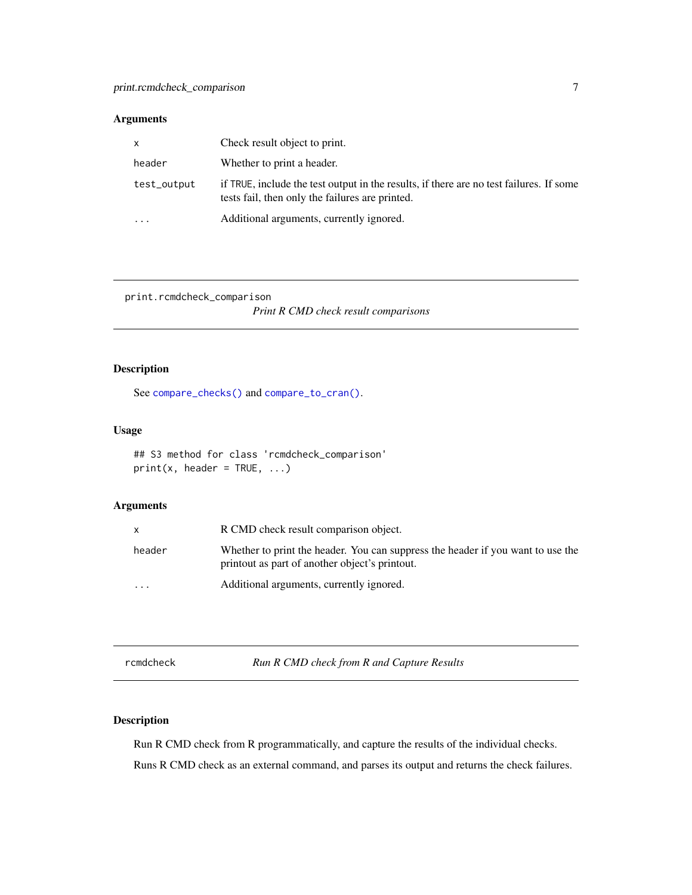### Arguments

| | |
|---|---|
| `x` | Check result object to print. |
| `header` | Whether to print a header. |
| `test_output` | if `TRUE`, include the test output in the results, if there are no test failures. If some tests fail, then only the failures are printed. |
| `...` | Additional arguments, currently ignored. |

---

## print.rcmdcheck_comparison — *Print R CMD check result comparisons*

### Description

See `compare_checks()` and `compare_to_cran()`.

### Usage

```
## S3 method for class 'rcmdcheck_comparison'
print(x, header = TRUE, ...)
```

### Arguments

| | |
|---|---|
| `x` | R CMD check result comparison object. |
| `header` | Whether to print the header. You can suppress the header if you want to use the printout as part of another object's printout. |
| `...` | Additional arguments, currently ignored. |

---

## rcmdcheck — *Run R CMD check from R and Capture Results*

### Description

Run R CMD check from R programmatically, and capture the results of the individual checks.

Runs R CMD check as an external command, and parses its output and returns the check failures.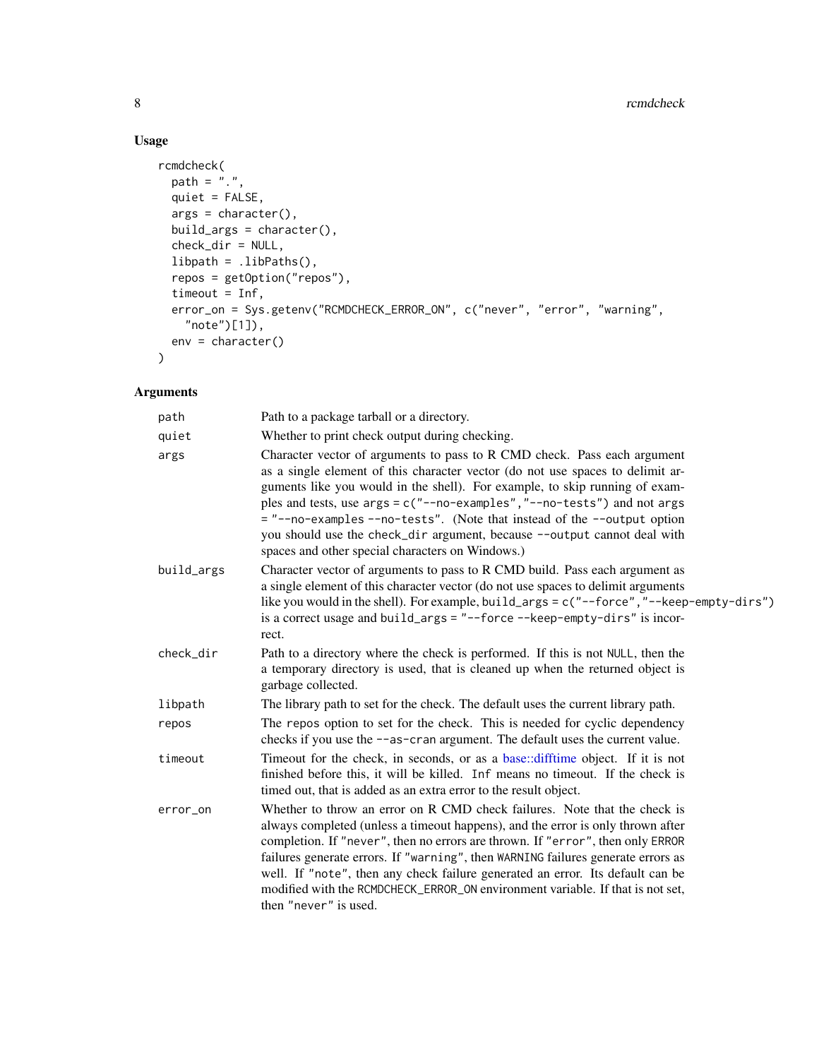## Usage

```
rcmdcheck(
  path = ".",
  quiet = FALSE,
  args = character(),
  build_args = character(),
  check_dir = NULL,
  libpath = .libPaths(),
  repos = getOption("repos"),
  timeout = Inf,
  error_on = Sys.getenv("RCMDCHECK_ERROR_ON", c("never", "error", "warning",
    "note")[1]),
  env = character()
)
```

## Arguments

| | |
|---|---|
| `path` | Path to a package tarball or a directory. |
| `quiet` | Whether to print check output during checking. |
| `args` | Character vector of arguments to pass to R CMD check. Pass each argument as a single element of this character vector (do not use spaces to delimit arguments like you would in the shell). For example, to skip running of examples and tests, use `args = c("--no-examples","--no-tests")` and not `args = "--no-examples --no-tests"`. (Note that instead of the `--output` option you should use the `check_dir` argument, because `--output` cannot deal with spaces and other special characters on Windows.) |
| `build_args` | Character vector of arguments to pass to R CMD build. Pass each argument as a single element of this character vector (do not use spaces to delimit arguments like you would in the shell). For example, `build_args = c("--force","--keep-empty-dirs")` is a correct usage and `build_args = "--force --keep-empty-dirs"` is incorrect. |
| `check_dir` | Path to a directory where the check is performed. If this is not `NULL`, then the a temporary directory is used, that is cleaned up when the returned object is garbage collected. |
| `libpath` | The library path to set for the check. The default uses the current library path. |
| `repos` | The `repos` option to set for the check. This is needed for cyclic dependency checks if you use the `--as-cran` argument. The default uses the current value. |
| `timeout` | Timeout for the check, in seconds, or as a base::difftime object. If it is not finished before this, it will be killed. `Inf` means no timeout. If the check is timed out, that is added as an extra error to the result object. |
| `error_on` | Whether to throw an error on R CMD check failures. Note that the check is always completed (unless a timeout happens), and the error is only thrown after completion. If `"never"`, then no errors are thrown. If `"error"`, then only `ERROR` failures generate errors. If `"warning"`, then `WARNING` failures generate errors as well. If `"note"`, then any check failure generated an error. Its default can be modified with the `RCMDCHECK_ERROR_ON` environment variable. If that is not set, then `"never"` is used. |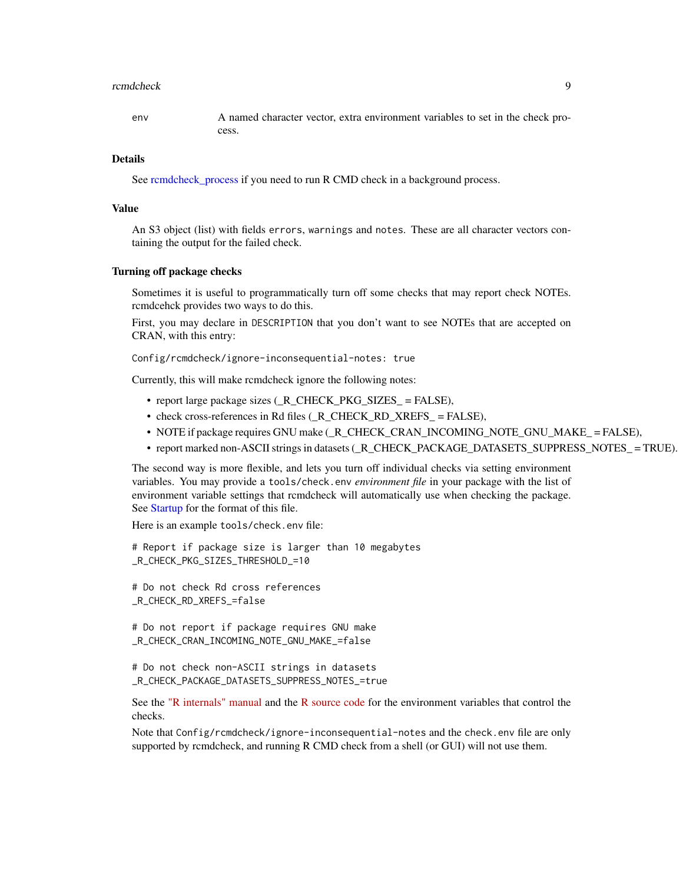env A named character vector, extra environment variables to set in the check process.

## Details

See rcmdcheck_process if you need to run R CMD check in a background process.

## Value

An S3 object (list) with fields `errors`, `warnings` and `notes`. These are all character vectors containing the output for the failed check.

## Turning off package checks

Sometimes it is useful to programmatically turn off some checks that may report check NOTEs. rcmdcehck provides two ways to do this.

First, you may declare in `DESCRIPTION` that you don't want to see NOTEs that are accepted on CRAN, with this entry:

```
Config/rcmdcheck/ignore-inconsequential-notes: true
```

Currently, this will make rcmdcheck ignore the following notes:

- report large package sizes (_R_CHECK_PKG_SIZES_ = FALSE),
- check cross-references in Rd files (_R_CHECK_RD_XREFS_ = FALSE),
- NOTE if package requires GNU make (_R_CHECK_CRAN_INCOMING_NOTE_GNU_MAKE_ = FALSE),
- report marked non-ASCII strings in datasets (_R_CHECK_PACKAGE_DATASETS_SUPPRESS_NOTES_ = TRUE).

The second way is more flexible, and lets you turn off individual checks via setting environment variables. You may provide a `tools/check.env` *environment file* in your package with the list of environment variable settings that rcmdcheck will automatically use when checking the package. See Startup for the format of this file.

Here is an example `tools/check.env` file:

```
# Report if package size is larger than 10 megabytes
_R_CHECK_PKG_SIZES_THRESHOLD_=10

# Do not check Rd cross references
_R_CHECK_RD_XREFS_=false

# Do not report if package requires GNU make
_R_CHECK_CRAN_INCOMING_NOTE_GNU_MAKE_=false

# Do not check non-ASCII strings in datasets
_R_CHECK_PACKAGE_DATASETS_SUPPRESS_NOTES_=true
```

See the "R internals" manual and the R source code for the environment variables that control the checks.

Note that `Config/rcmdcheck/ignore-inconsequential-notes` and the `check.env` file are only supported by rcmdcheck, and running R CMD check from a shell (or GUI) will not use them.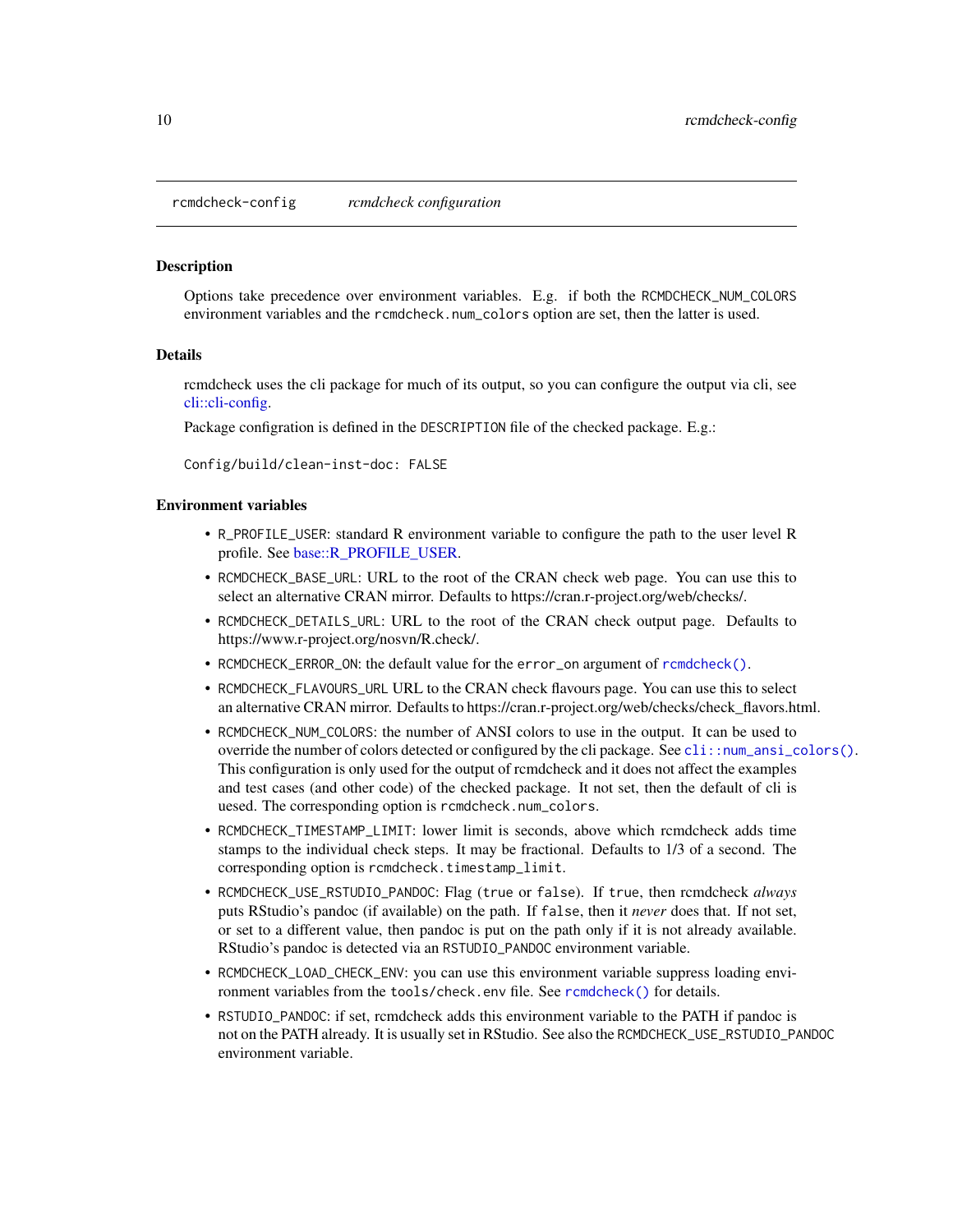## rcmdcheck-config *rcmdcheck configuration*

### Description

Options take precedence over environment variables. E.g. if both the `RCMDCHECK_NUM_COLORS` environment variables and the `rcmdcheck.num_colors` option are set, then the latter is used.

### Details

rcmdcheck uses the cli package for much of its output, so you can configure the output via cli, see cli::cli-config.

Package configration is defined in the `DESCRIPTION` file of the checked package. E.g.:

```
Config/build/clean-inst-doc: FALSE
```

### Environment variables

- `R_PROFILE_USER`: standard R environment variable to configure the path to the user level R profile. See base::R_PROFILE_USER.
- `RCMDCHECK_BASE_URL`: URL to the root of the CRAN check web page. You can use this to select an alternative CRAN mirror. Defaults to https://cran.r-project.org/web/checks/.
- `RCMDCHECK_DETAILS_URL`: URL to the root of the CRAN check output page. Defaults to https://www.r-project.org/nosvn/R.check/.
- `RCMDCHECK_ERROR_ON`: the default value for the `error_on` argument of `rcmdcheck()`.
- `RCMDCHECK_FLAVOURS_URL` URL to the CRAN check flavours page. You can use this to select an alternative CRAN mirror. Defaults to https://cran.r-project.org/web/checks/check_flavors.html.
- `RCMDCHECK_NUM_COLORS`: the number of ANSI colors to use in the output. It can be used to override the number of colors detected or configured by the cli package. See `cli::num_ansi_colors()`. This configuration is only used for the output of rcmdcheck and it does not affect the examples and test cases (and other code) of the checked package. It not set, then the default of cli is uesed. The corresponding option is `rcmdcheck.num_colors`.
- `RCMDCHECK_TIMESTAMP_LIMIT`: lower limit is seconds, above which rcmdcheck adds time stamps to the individual check steps. It may be fractional. Defaults to 1/3 of a second. The corresponding option is `rcmdcheck.timestamp_limit`.
- `RCMDCHECK_USE_RSTUDIO_PANDOC`: Flag (`true` or `false`). If `true`, then rcmdcheck *always* puts RStudio's pandoc (if available) on the path. If `false`, then it *never* does that. If not set, or set to a different value, then pandoc is put on the path only if it is not already available. RStudio's pandoc is detected via an `RSTUDIO_PANDOC` environment variable.
- `RCMDCHECK_LOAD_CHECK_ENV`: you can use this environment variable suppress loading environment variables from the `tools/check.env` file. See `rcmdcheck()` for details.
- `RSTUDIO_PANDOC`: if set, rcmdcheck adds this environment variable to the PATH if pandoc is not on the PATH already. It is usually set in RStudio. See also the `RCMDCHECK_USE_RSTUDIO_PANDOC` environment variable.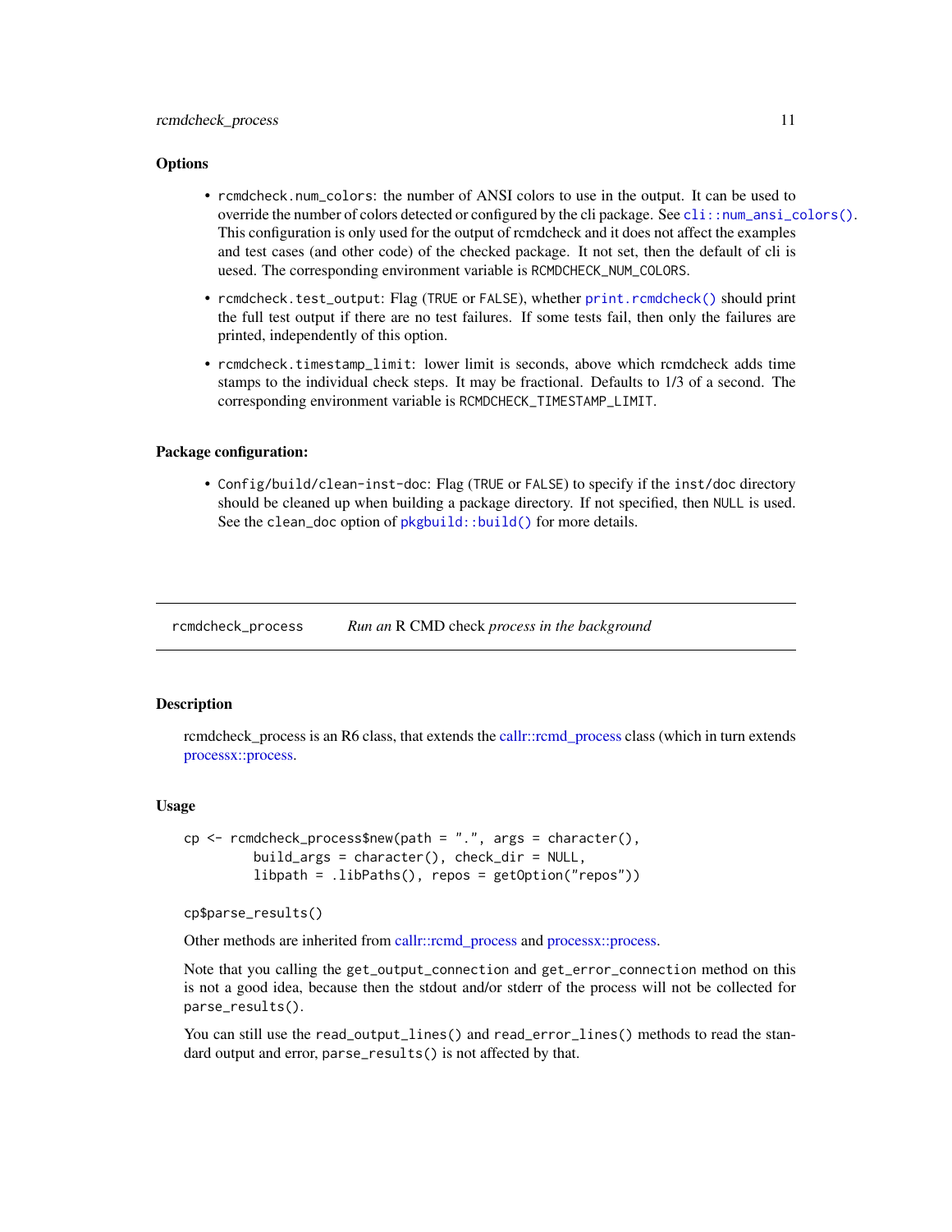### Options

- `rcmdcheck.num_colors`: the number of ANSI colors to use in the output. It can be used to override the number of colors detected or configured by the cli package. See `cli::num_ansi_colors()`. This configuration is only used for the output of rcmdcheck and it does not affect the examples and test cases (and other code) of the checked package. It not set, then the default of cli is used. The corresponding environment variable is `RCMDCHECK_NUM_COLORS`.
- `rcmdcheck.test_output`: Flag (`TRUE` or `FALSE`), whether `print.rcmdcheck()` should print the full test output if there are no test failures. If some tests fail, then only the failures are printed, independently of this option.
- `rcmdcheck.timestamp_limit`: lower limit is seconds, above which rcmdcheck adds time stamps to the individual check steps. It may be fractional. Defaults to 1/3 of a second. The corresponding environment variable is `RCMDCHECK_TIMESTAMP_LIMIT`.

### Package configuration:

- `Config/build/clean-inst-doc`: Flag (`TRUE` or `FALSE`) to specify if the `inst/doc` directory should be cleaned up when building a package directory. If not specified, then `NULL` is used. See the `clean_doc` option of `pkgbuild::build()` for more details.

---

## rcmdcheck_process — *Run an* R CMD check *process in the background*

### Description

rcmdcheck_process is an R6 class, that extends the callr::rcmd_process class (which in turn extends processx::process.

### Usage

```
cp <- rcmdcheck_process$new(path = ".", args = character(),
        build_args = character(), check_dir = NULL,
        libpath = .libPaths(), repos = getOption("repos"))

cp$parse_results()
```

Other methods are inherited from callr::rcmd_process and processx::process.

Note that you calling the `get_output_connection` and `get_error_connection` method on this is not a good idea, because then the stdout and/or stderr of the process will not be collected for `parse_results()`.

You can still use the `read_output_lines()` and `read_error_lines()` methods to read the standard output and error, `parse_results()` is not affected by that.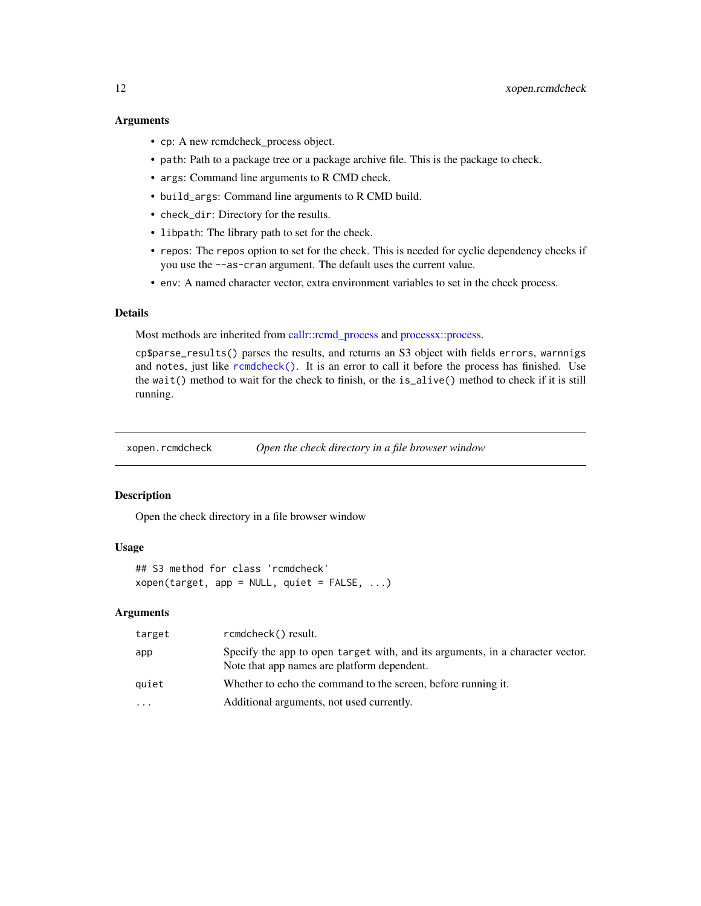### Arguments

- `cp`: A new rcmdcheck_process object.
- `path`: Path to a package tree or a package archive file. This is the package to check.
- `args`: Command line arguments to R CMD check.
- `build_args`: Command line arguments to R CMD build.
- `check_dir`: Directory for the results.
- `libpath`: The library path to set for the check.
- `repos`: The `repos` option to set for the check. This is needed for cyclic dependency checks if you use the `--as-cran` argument. The default uses the current value.
- `env`: A named character vector, extra environment variables to set in the check process.

### Details

Most methods are inherited from callr::rcmd_process and processx::process.

`cp$parse_results()` parses the results, and returns an S3 object with fields `errors`, `warnnigs` and `notes`, just like `rcmdcheck()`. It is an error to call it before the process has finished. Use the `wait()` method to wait for the check to finish, or the `is_alive()` method to check if it is still running.

---

## xopen.rcmdcheck — *Open the check directory in a file browser window*

### Description

Open the check directory in a file browser window

### Usage

```
## S3 method for class 'rcmdcheck'
xopen(target, app = NULL, quiet = FALSE, ...)
```

### Arguments

| | |
|---|---|
| `target` | `rcmdcheck()` result. |
| `app` | Specify the app to open `target` with, and its arguments, in a character vector. Note that app names are platform dependent. |
| `quiet` | Whether to echo the command to the screen, before running it. |
| `...` | Additional arguments, not used currently. |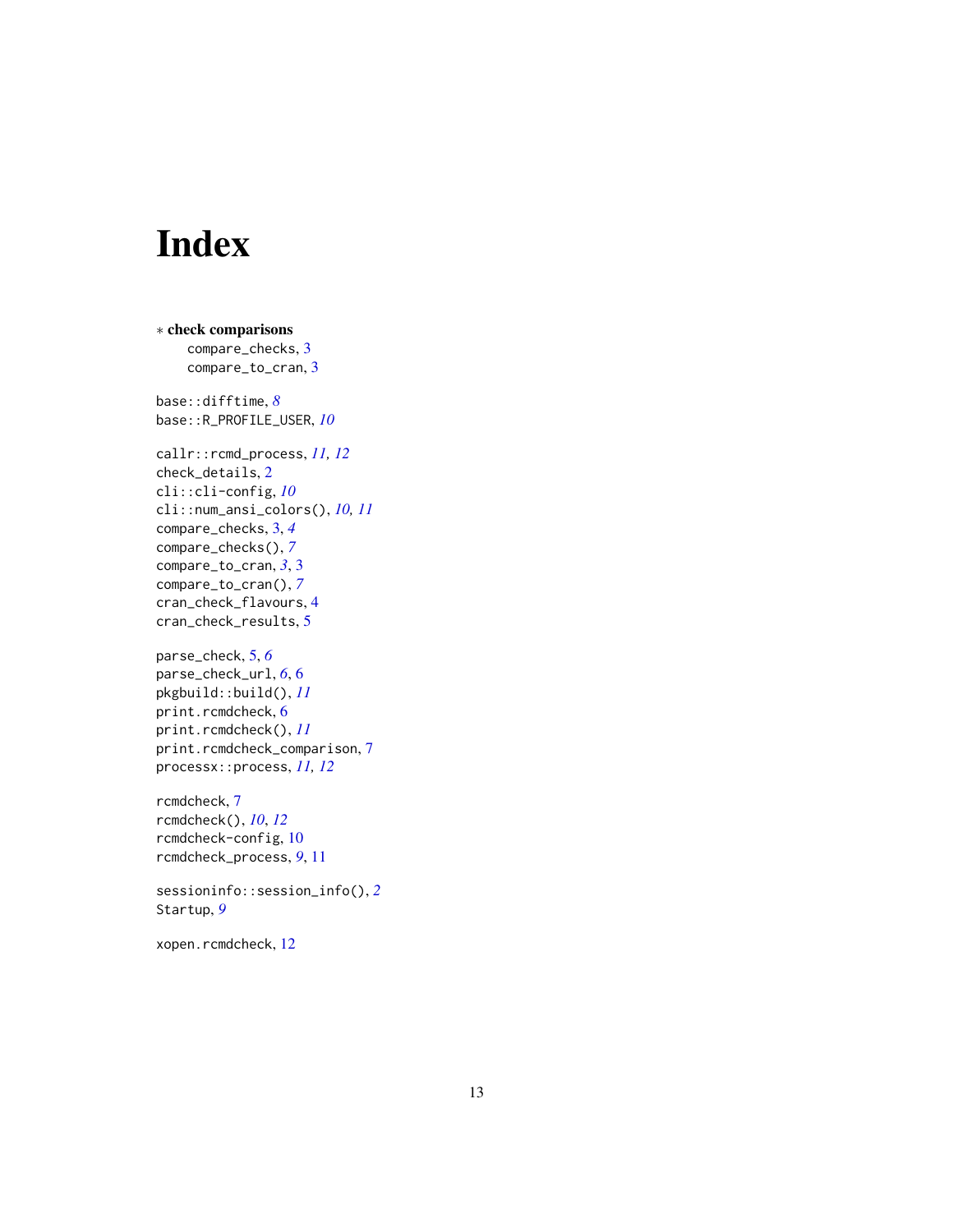# Index

∗ **check comparisons**

compare_checks, 3
compare_to_cran, 3

base::difftime, *8*
base::R_PROFILE_USER, *10*

callr::rcmd_process, *11, 12*
check_details, 2
cli::cli-config, *10*
cli::num_ansi_colors(), *10, 11*
compare_checks, 3, *4*
compare_checks(), *7*
compare_to_cran, *3*, 3
compare_to_cran(), *7*
cran_check_flavours, 4
cran_check_results, 5

parse_check, 5, *6*
parse_check_url, *6*, 6
pkgbuild::build(), *11*
print.rcmdcheck, 6
print.rcmdcheck(), *11*
print.rcmdcheck_comparison, 7
processx::process, *11, 12*

rcmdcheck, 7
rcmdcheck(), *10*, *12*
rcmdcheck-config, 10
rcmdcheck_process, *9*, 11

sessioninfo::session_info(), *2*
Startup, *9*

xopen.rcmdcheck, 12